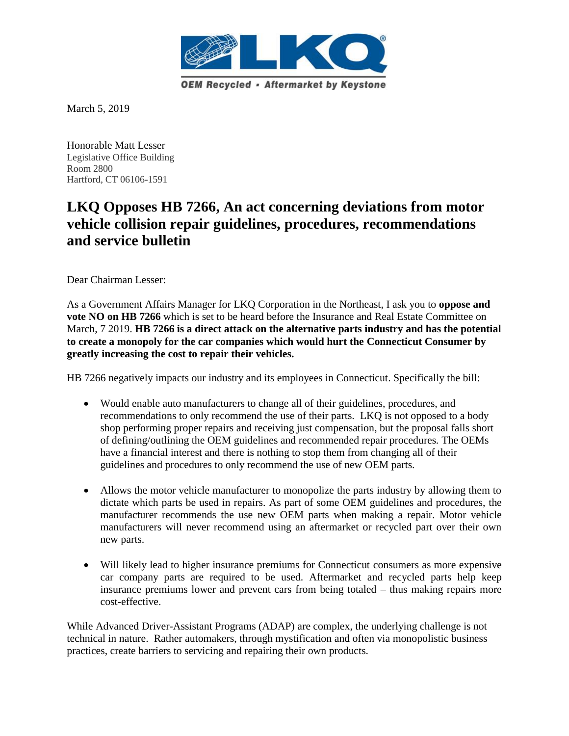OEM Recycled • Aftermarket by Keystone

March 5, 2019

Honorable Matt Lesser
Legislative Office Building
Room 2800
Hartford, CT 06106-1591

# LKQ Opposes HB 7266, An act concerning deviations from motor vehicle collision repair guidelines, procedures, recommendations and service bulletin

Dear Chairman Lesser:

As a Government Affairs Manager for LKQ Corporation in the Northeast, I ask you to **oppose and vote NO on HB 7266** which is set to be heard before the Insurance and Real Estate Committee on March, 7 2019. **HB 7266 is a direct attack on the alternative parts industry and has the potential to create a monopoly for the car companies which would hurt the Connecticut Consumer by greatly increasing the cost to repair their vehicles.**

HB 7266 negatively impacts our industry and its employees in Connecticut. Specifically the bill:

- Would enable auto manufacturers to change all of their guidelines, procedures, and recommendations to only recommend the use of their parts. LKQ is not opposed to a body shop performing proper repairs and receiving just compensation, but the proposal falls short of defining/outlining the OEM guidelines and recommended repair procedures. The OEMs have a financial interest and there is nothing to stop them from changing all of their guidelines and procedures to only recommend the use of new OEM parts.

- Allows the motor vehicle manufacturer to monopolize the parts industry by allowing them to dictate which parts be used in repairs. As part of some OEM guidelines and procedures, the manufacturer recommends the use new OEM parts when making a repair. Motor vehicle manufacturers will never recommend using an aftermarket or recycled part over their own new parts.

- Will likely lead to higher insurance premiums for Connecticut consumers as more expensive car company parts are required to be used. Aftermarket and recycled parts help keep insurance premiums lower and prevent cars from being totaled – thus making repairs more cost-effective.

While Advanced Driver-Assistant Programs (ADAP) are complex, the underlying challenge is not technical in nature. Rather automakers, through mystification and often via monopolistic business practices, create barriers to servicing and repairing their own products.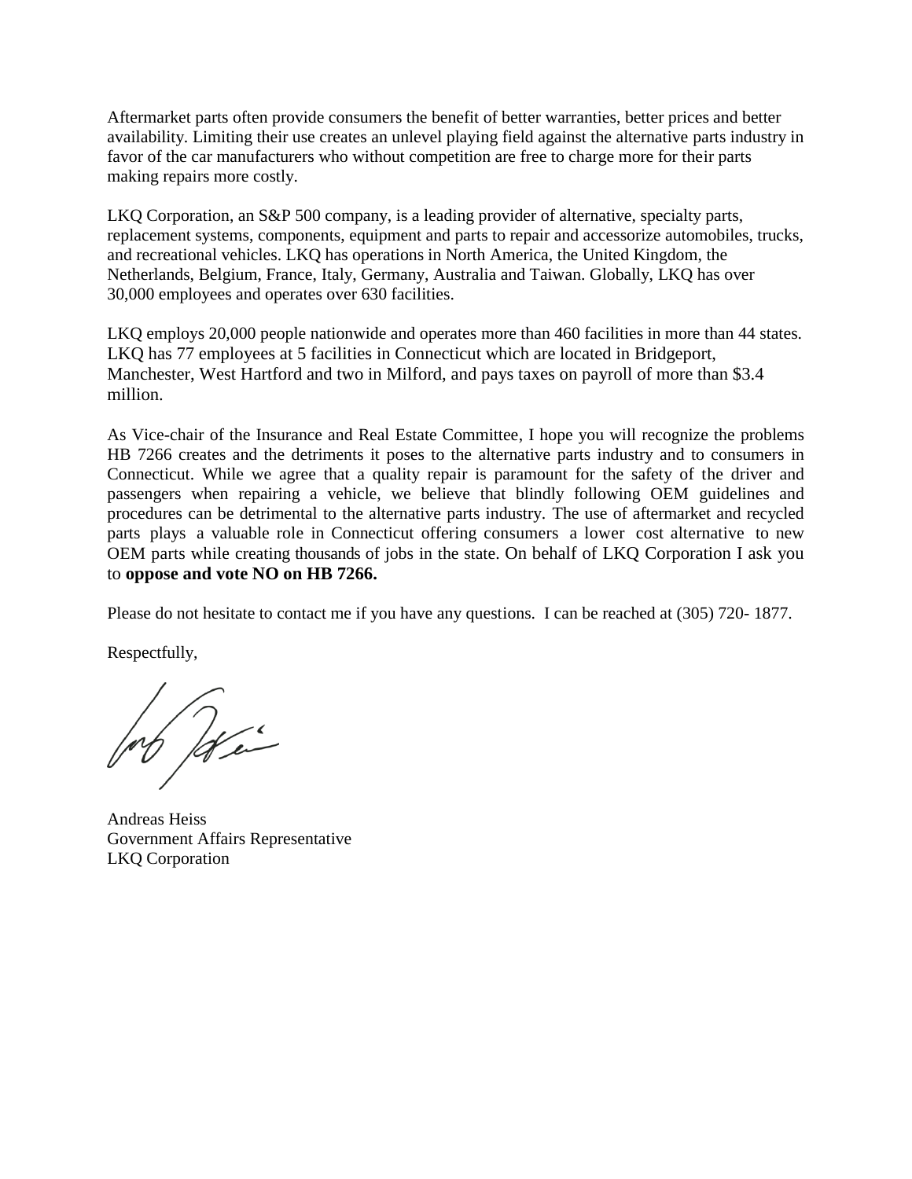Aftermarket parts often provide consumers the benefit of better warranties, better prices and better availability. Limiting their use creates an unlevel playing field against the alternative parts industry in favor of the car manufacturers who without competition are free to charge more for their parts making repairs more costly.

LKQ Corporation, an S&P 500 company, is a leading provider of alternative, specialty parts, replacement systems, components, equipment and parts to repair and accessorize automobiles, trucks, and recreational vehicles. LKQ has operations in North America, the United Kingdom, the Netherlands, Belgium, France, Italy, Germany, Australia and Taiwan. Globally, LKQ has over 30,000 employees and operates over 630 facilities.

LKQ employs 20,000 people nationwide and operates more than 460 facilities in more than 44 states. LKQ has 77 employees at 5 facilities in Connecticut which are located in Bridgeport, Manchester, West Hartford and two in Milford, and pays taxes on payroll of more than $3.4 million.

As Vice-chair of the Insurance and Real Estate Committee, I hope you will recognize the problems HB 7266 creates and the detriments it poses to the alternative parts industry and to consumers in Connecticut. While we agree that a quality repair is paramount for the safety of the driver and passengers when repairing a vehicle, we believe that blindly following OEM guidelines and procedures can be detrimental to the alternative parts industry. The use of aftermarket and recycled parts plays a valuable role in Connecticut offering consumers a lower cost alternative to new OEM parts while creating thousands of jobs in the state. On behalf of LKQ Corporation I ask you to **oppose and vote NO on HB 7266.**

Please do not hesitate to contact me if you have any questions. I can be reached at (305) 720- 1877.

Respectfully,

Andreas Heiss
Government Affairs Representative
LKQ Corporation